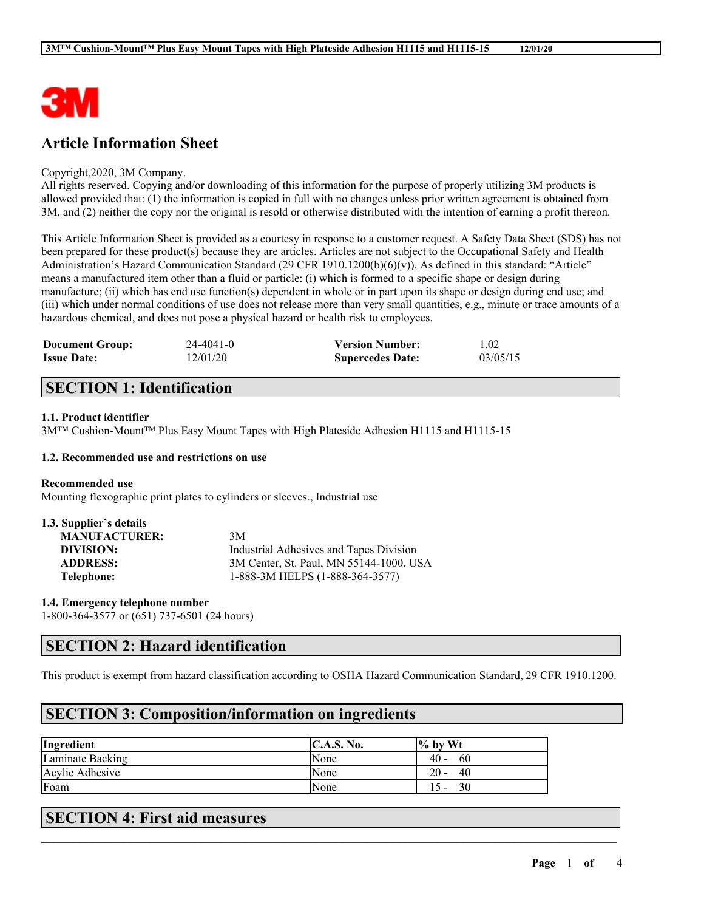# Article Information Sheet

Copyright,2020, 3M Company.
All rights reserved. Copying and/or downloading of this information for the purpose of properly utilizing 3M products is allowed provided that: (1) the information is copied in full with no changes unless prior written agreement is obtained from 3M, and (2) neither the copy nor the original is resold or otherwise distributed with the intention of earning a profit thereon.

This Article Information Sheet is provided as a courtesy in response to a customer request. A Safety Data Sheet (SDS) has not been prepared for these product(s) because they are articles. Articles are not subject to the Occupational Safety and Health Administration's Hazard Communication Standard (29 CFR 1910.1200(b)(6)(v)). As defined in this standard: "Article" means a manufactured item other than a fluid or particle: (i) which is formed to a specific shape or design during manufacture; (ii) which has end use function(s) dependent in whole or in part upon its shape or design during end use; and (iii) which under normal conditions of use does not release more than very small quantities, e.g., minute or trace amounts of a hazardous chemical, and does not pose a physical hazard or health risk to employees.

| | | | |
|---|---|---|---|
| **Document Group:** | 24-4041-0 | **Version Number:** | 1.02 |
| **Issue Date:** | 12/01/20 | **Supercedes Date:** | 03/05/15 |

## SECTION 1: Identification

**1.1. Product identifier**

3M™ Cushion-Mount™ Plus Easy Mount Tapes with High Plateside Adhesion H1115 and H1115-15

**1.2. Recommended use and restrictions on use**

**Recommended use**

Mounting flexographic print plates to cylinders or sleeves., Industrial use

**1.3. Supplier's details**

| | |
|---|---|
| **MANUFACTURER:** | 3M |
| **DIVISION:** | Industrial Adhesives and Tapes Division |
| **ADDRESS:** | 3M Center, St. Paul, MN 55144-1000, USA |
| **Telephone:** | 1-888-3M HELPS (1-888-364-3577) |

**1.4. Emergency telephone number**

1-800-364-3577 or (651) 737-6501 (24 hours)

## SECTION 2: Hazard identification

This product is exempt from hazard classification according to OSHA Hazard Communication Standard, 29 CFR 1910.1200.

## SECTION 3: Composition/information on ingredients

| Ingredient | C.A.S. No. | % by Wt |
|---|---|---|
| Laminate Backing | None | 40 - 60 |
| Acylic Adhesive | None | 20 - 40 |
| Foam | None | 15 - 30 |

## SECTION 4: First aid measures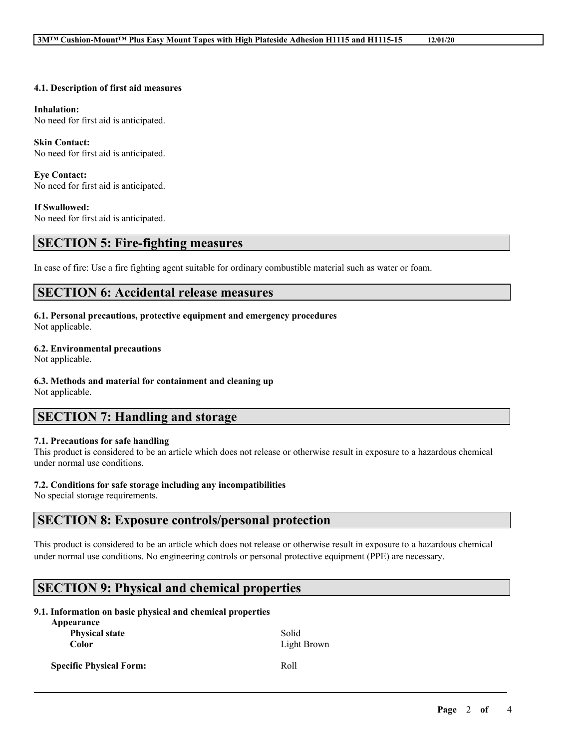### 4.1. Description of first aid measures

**Inhalation:**
No need for first aid is anticipated.

**Skin Contact:**
No need for first aid is anticipated.

**Eye Contact:**
No need for first aid is anticipated.

**If Swallowed:**
No need for first aid is anticipated.

## SECTION 5: Fire-fighting measures

In case of fire: Use a fire fighting agent suitable for ordinary combustible material such as water or foam.

## SECTION 6: Accidental release measures

### 6.1. Personal precautions, protective equipment and emergency procedures
Not applicable.

### 6.2. Environmental precautions
Not applicable.

### 6.3. Methods and material for containment and cleaning up
Not applicable.

## SECTION 7: Handling and storage

### 7.1. Precautions for safe handling
This product is considered to be an article which does not release or otherwise result in exposure to a hazardous chemical under normal use conditions.

### 7.2. Conditions for safe storage including any incompatibilities
No special storage requirements.

## SECTION 8: Exposure controls/personal protection

This product is considered to be an article which does not release or otherwise result in exposure to a hazardous chemical under normal use conditions. No engineering controls or personal protective equipment (PPE) are necessary.

## SECTION 9: Physical and chemical properties

### 9.1. Information on basic physical and chemical properties

| Property | Value |
| --- | --- |
| **Appearance** | |
| **Physical state** | Solid |
| **Color** | Light Brown |
| **Specific Physical Form:** | Roll |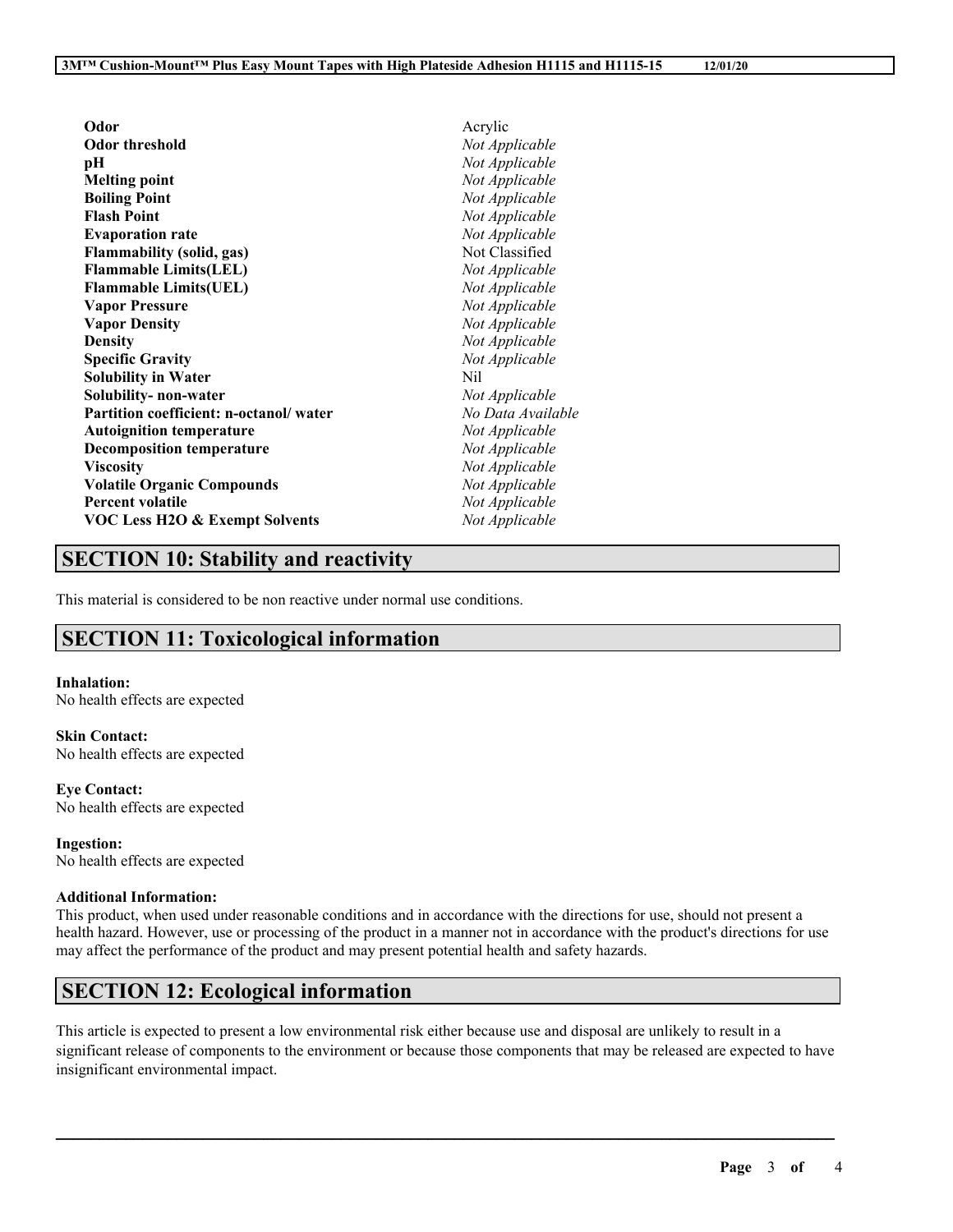| | |
|---|---|
| **Odor** | Acrylic |
| **Odor threshold** | *Not Applicable* |
| **pH** | *Not Applicable* |
| **Melting point** | *Not Applicable* |
| **Boiling Point** | *Not Applicable* |
| **Flash Point** | *Not Applicable* |
| **Evaporation rate** | *Not Applicable* |
| **Flammability (solid, gas)** | Not Classified |
| **Flammable Limits(LEL)** | *Not Applicable* |
| **Flammable Limits(UEL)** | *Not Applicable* |
| **Vapor Pressure** | *Not Applicable* |
| **Vapor Density** | *Not Applicable* |
| **Density** | *Not Applicable* |
| **Specific Gravity** | *Not Applicable* |
| **Solubility in Water** | Nil |
| **Solubility- non-water** | *Not Applicable* |
| **Partition coefficient: n-octanol/ water** | *No Data Available* |
| **Autoignition temperature** | *Not Applicable* |
| **Decomposition temperature** | *Not Applicable* |
| **Viscosity** | *Not Applicable* |
| **Volatile Organic Compounds** | *Not Applicable* |
| **Percent volatile** | *Not Applicable* |
| **VOC Less H2O & Exempt Solvents** | *Not Applicable* |

## SECTION 10: Stability and reactivity

This material is considered to be non reactive under normal use conditions.

## SECTION 11: Toxicological information

**Inhalation:**
No health effects are expected

**Skin Contact:**
No health effects are expected

**Eye Contact:**
No health effects are expected

**Ingestion:**
No health effects are expected

**Additional Information:**
This product, when used under reasonable conditions and in accordance with the directions for use, should not present a health hazard. However, use or processing of the product in a manner not in accordance with the product's directions for use may affect the performance of the product and may present potential health and safety hazards.

## SECTION 12: Ecological information

This article is expected to present a low environmental risk either because use and disposal are unlikely to result in a significant release of components to the environment or because those components that may be released are expected to have insignificant environmental impact.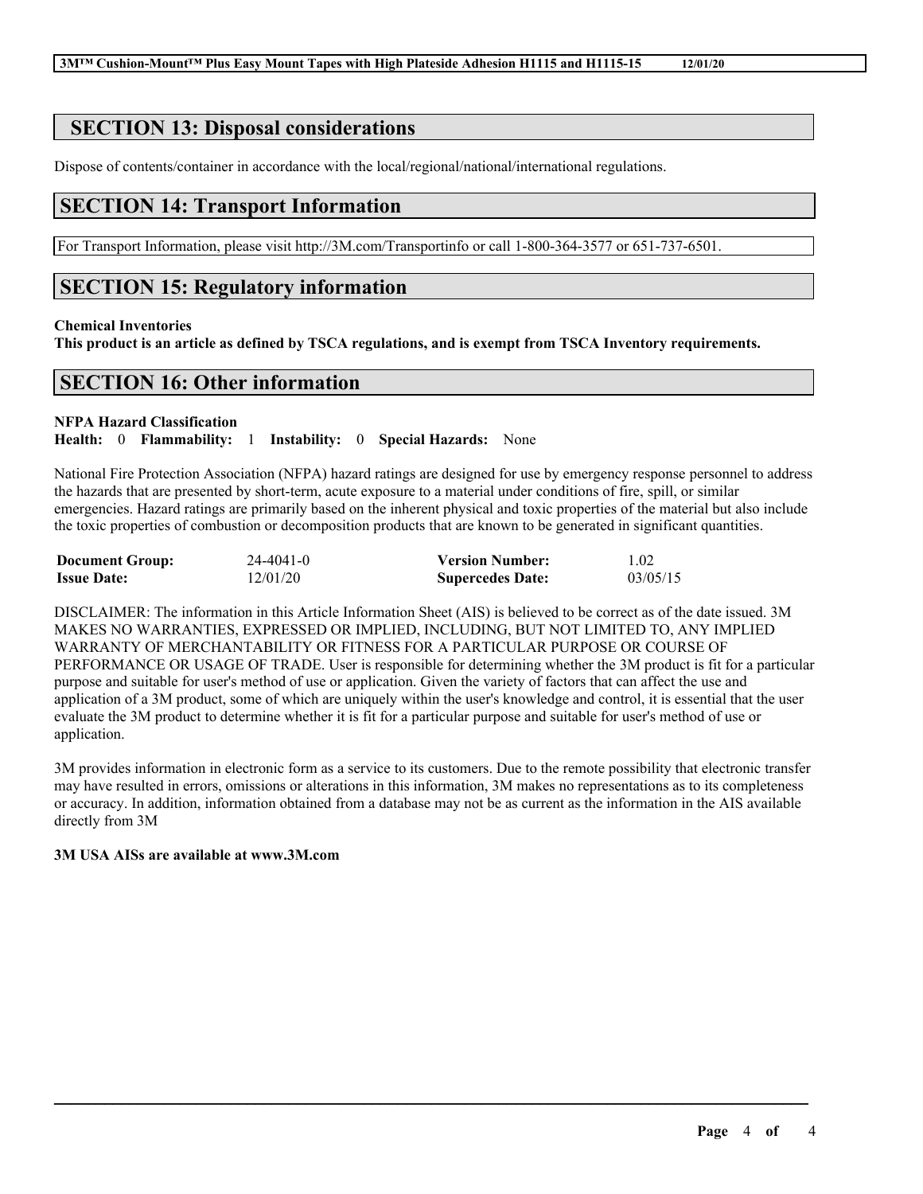## SECTION 13: Disposal considerations

Dispose of contents/container in accordance with the local/regional/national/international regulations.

## SECTION 14: Transport Information

For Transport Information, please visit http://3M.com/Transportinfo or call 1-800-364-3577 or 651-737-6501.

## SECTION 15: Regulatory information

**Chemical Inventories**

**This product is an article as defined by TSCA regulations, and is exempt from TSCA Inventory requirements.**

## SECTION 16: Other information

**NFPA Hazard Classification**

**Health:** 0 **Flammability:** 1 **Instability:** 0 **Special Hazards:** None

National Fire Protection Association (NFPA) hazard ratings are designed for use by emergency response personnel to address the hazards that are presented by short-term, acute exposure to a material under conditions of fire, spill, or similar emergencies. Hazard ratings are primarily based on the inherent physical and toxic properties of the material but also include the toxic properties of combustion or decomposition products that are known to be generated in significant quantities.

| | | | |
|---|---|---|---|
| **Document Group:** | 24-4041-0 | **Version Number:** | 1.02 |
| **Issue Date:** | 12/01/20 | **Supercedes Date:** | 03/05/15 |

DISCLAIMER: The information in this Article Information Sheet (AIS) is believed to be correct as of the date issued. 3M MAKES NO WARRANTIES, EXPRESSED OR IMPLIED, INCLUDING, BUT NOT LIMITED TO, ANY IMPLIED WARRANTY OF MERCHANTABILITY OR FITNESS FOR A PARTICULAR PURPOSE OR COURSE OF PERFORMANCE OR USAGE OF TRADE. User is responsible for determining whether the 3M product is fit for a particular purpose and suitable for user's method of use or application. Given the variety of factors that can affect the use and application of a 3M product, some of which are uniquely within the user's knowledge and control, it is essential that the user evaluate the 3M product to determine whether it is fit for a particular purpose and suitable for user's method of use or application.

3M provides information in electronic form as a service to its customers. Due to the remote possibility that electronic transfer may have resulted in errors, omissions or alterations in this information, 3M makes no representations as to its completeness or accuracy. In addition, information obtained from a database may not be as current as the information in the AIS available directly from 3M

**3M USA AISs are available at www.3M.com**